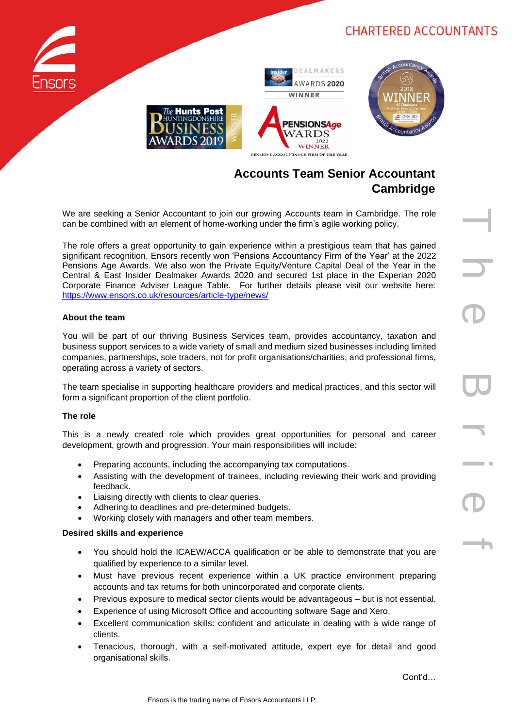CHARTERED ACCOUNTANTS

# Accounts Team Senior Accountant Cambridge

We are seeking a Senior Accountant to join our growing Accounts team in Cambridge. The role can be combined with an element of home-working under the firm's agile working policy.

The role offers a great opportunity to gain experience within a prestigious team that has gained significant recognition. Ensors recently won 'Pensions Accountancy Firm of the Year' at the 2022 Pensions Age Awards. We also won the Private Equity/Venture Capital Deal of the Year in the Central & East Insider Dealmaker Awards 2020 and secured 1st place in the Experian 2020 Corporate Finance Adviser League Table. For further details please visit our website here: https://www.ensors.co.uk/resources/article-type/news/

**About the team**

You will be part of our thriving Business Services team, provides accountancy, taxation and business support services to a wide variety of small and medium sized businesses including limited companies, partnerships, sole traders, not for profit organisations/charities, and professional firms, operating across a variety of sectors.

The team specialise in supporting healthcare providers and medical practices, and this sector will form a significant proportion of the client portfolio.

**The role**

This is a newly created role which provides great opportunities for personal and career development, growth and progression. Your main responsibilities will include:

- Preparing accounts, including the accompanying tax computations.
- Assisting with the development of trainees, including reviewing their work and providing feedback.
- Liaising directly with clients to clear queries.
- Adhering to deadlines and pre-determined budgets.
- Working closely with managers and other team members.

**Desired skills and experience**

- You should hold the ICAEW/ACCA qualification or be able to demonstrate that you are qualified by experience to a similar level.
- Must have previous recent experience within a UK practice environment preparing accounts and tax returns for both unincorporated and corporate clients.
- Previous exposure to medical sector clients would be advantageous – but is not essential.
- Experience of using Microsoft Office and accounting software Sage and Xero.
- Excellent communication skills: confident and articulate in dealing with a wide range of clients.
- Tenacious, thorough, with a self-motivated attitude, expert eye for detail and good organisational skills.

Cont'd…

Ensors is the trading name of Ensors Accountants LLP.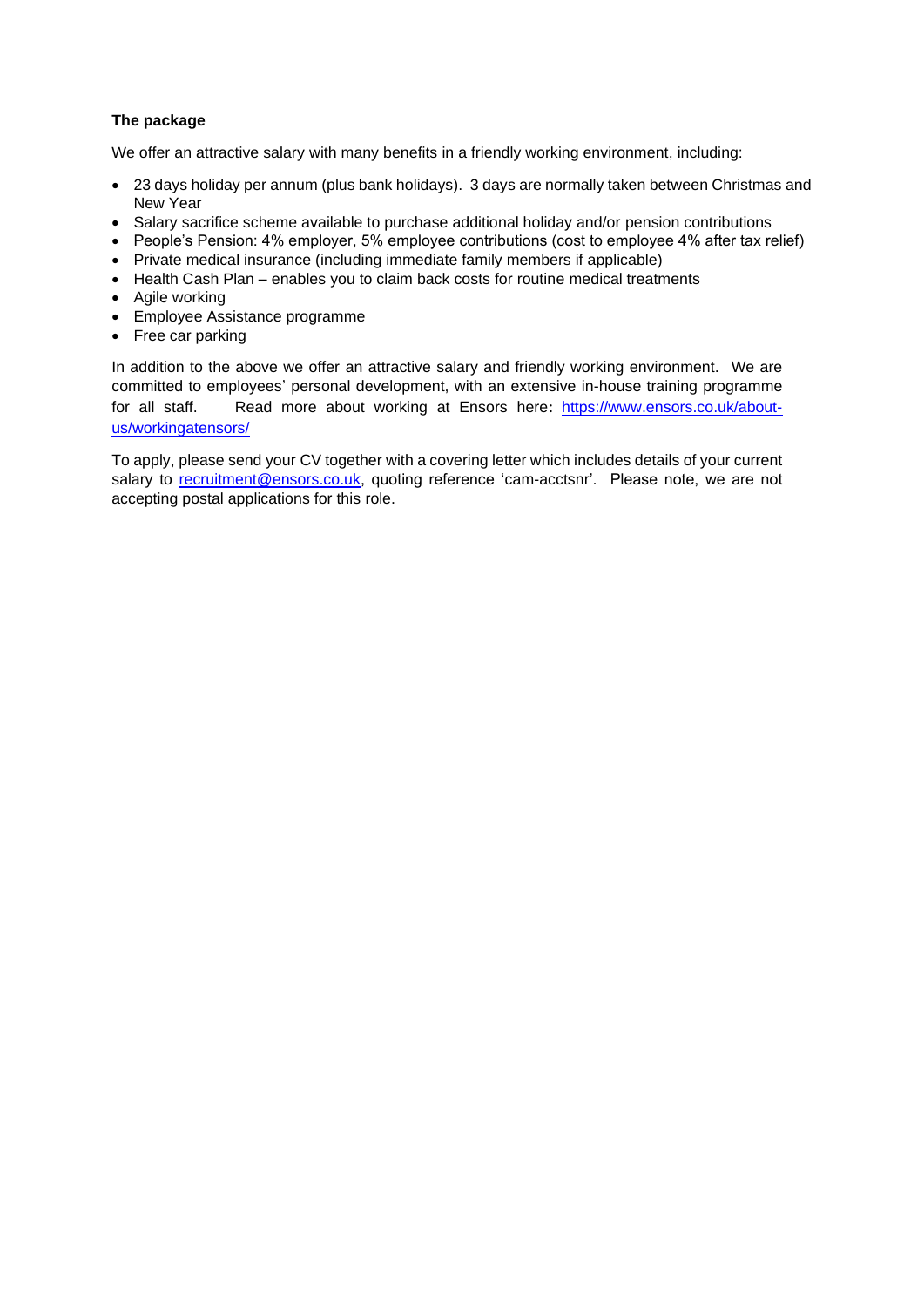**The package**

We offer an attractive salary with many benefits in a friendly working environment, including:

- 23 days holiday per annum (plus bank holidays). 3 days are normally taken between Christmas and New Year
- Salary sacrifice scheme available to purchase additional holiday and/or pension contributions
- People's Pension: 4% employer, 5% employee contributions (cost to employee 4% after tax relief)
- Private medical insurance (including immediate family members if applicable)
- Health Cash Plan – enables you to claim back costs for routine medical treatments
- Agile working
- Employee Assistance programme
- Free car parking

In addition to the above we offer an attractive salary and friendly working environment. We are committed to employees' personal development, with an extensive in-house training programme for all staff. Read more about working at Ensors here: https://www.ensors.co.uk/about-us/workingatensors/

To apply, please send your CV together with a covering letter which includes details of your current salary to recruitment@ensors.co.uk, quoting reference 'cam-acctsnr'. Please note, we are not accepting postal applications for this role.